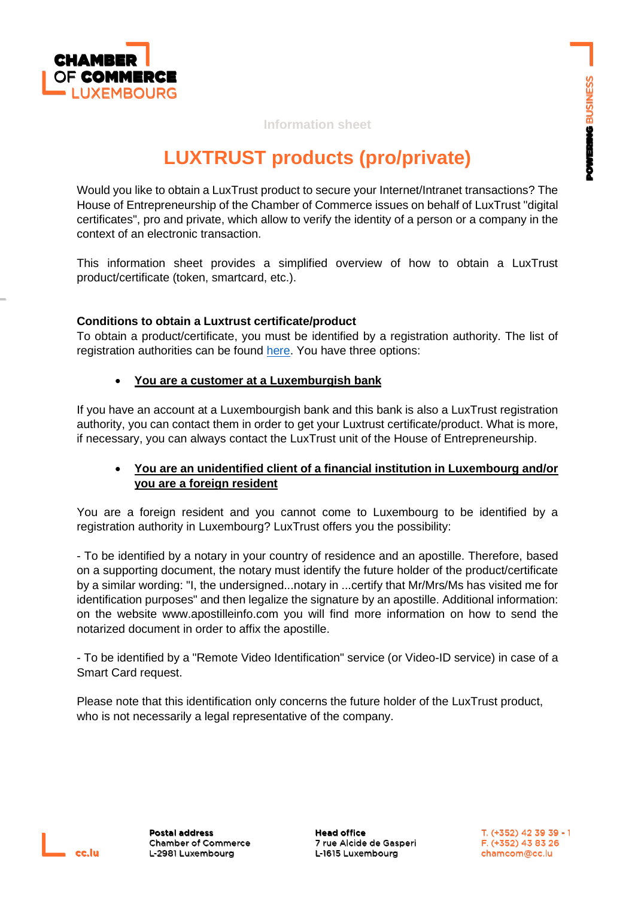Information sheet

# LUXTRUST products (pro/private)

Would you like to obtain a LuxTrust product to secure your Internet/Intranet transactions? The House of Entrepreneurship of the Chamber of Commerce issues on behalf of LuxTrust "digital certificates", pro and private, which allow to verify the identity of a person or a company in the context of an electronic transaction.

This information sheet provides a simplified overview of how to obtain a LuxTrust product/certificate (token, smartcard, etc.).

**Conditions to obtain a Luxtrust certificate/product**

To obtain a product/certificate, you must be identified by a registration authority. The list of registration authorities can be found here. You have three options:

- **You are a customer at a Luxemburgish bank**

If you have an account at a Luxembourgish bank and this bank is also a LuxTrust registration authority, you can contact them in order to get your Luxtrust certificate/product. What is more, if necessary, you can always contact the LuxTrust unit of the House of Entrepreneurship.

- **You are an unidentified client of a financial institution in Luxembourg and/or you are a foreign resident**

You are a foreign resident and you cannot come to Luxembourg to be identified by a registration authority in Luxembourg? LuxTrust offers you the possibility:

- To be identified by a notary in your country of residence and an apostille. Therefore, based on a supporting document, the notary must identify the future holder of the product/certificate by a similar wording: "I, the undersigned...notary in ...certify that Mr/Mrs/Ms has visited me for identification purposes" and then legalize the signature by an apostille. Additional information: on the website www.apostilleinfo.com you will find more information on how to send the notarized document in order to affix the apostille.

- To be identified by a "Remote Video Identification" service (or Video-ID service) in case of a Smart Card request.

Please note that this identification only concerns the future holder of the LuxTrust product, who is not necessarily a legal representative of the company.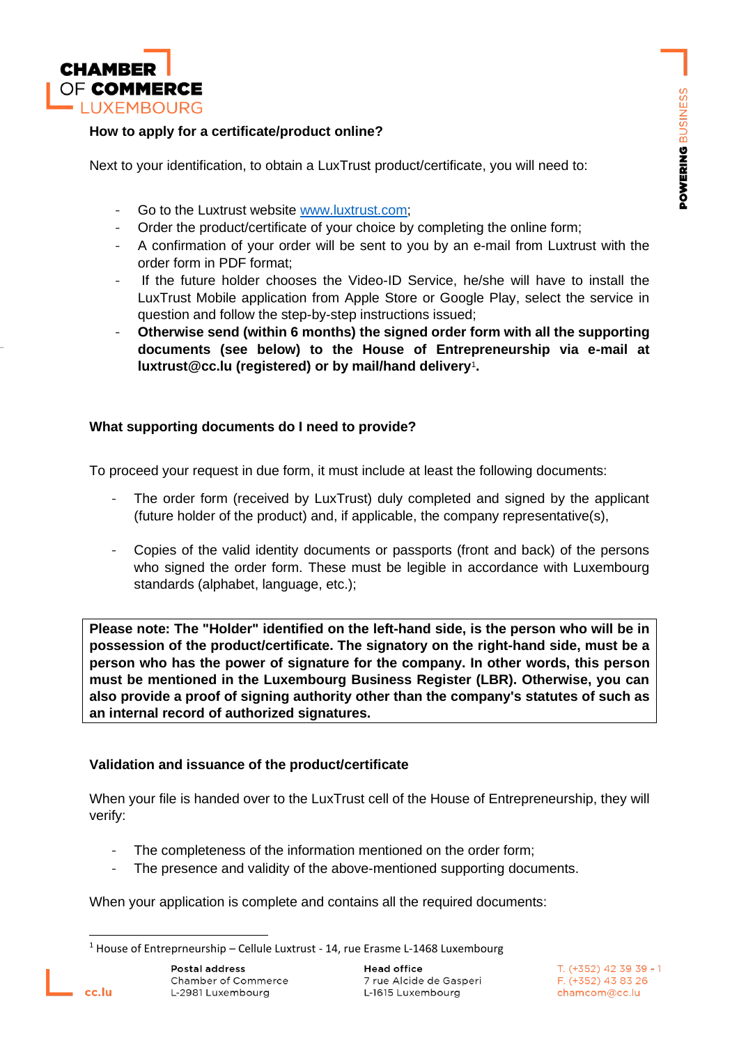**How to apply for a certificate/product online?**

Next to your identification, to obtain a LuxTrust product/certificate, you will need to:

- Go to the Luxtrust website [www.luxtrust.com](http://www.luxtrust.com);
- Order the product/certificate of your choice by completing the online form;
- A confirmation of your order will be sent to you by an e-mail from Luxtrust with the order form in PDF format;
- If the future holder chooses the Video-ID Service, he/she will have to install the LuxTrust Mobile application from Apple Store or Google Play, select the service in question and follow the step-by-step instructions issued;
- **Otherwise send (within 6 months) the signed order form with all the supporting documents (see below) to the House of Entrepreneurship via e-mail at luxtrust@cc.lu (registered) or by mail/hand delivery**[1]**.**

**What supporting documents do I need to provide?**

To proceed your request in due form, it must include at least the following documents:

- The order form (received by LuxTrust) duly completed and signed by the applicant (future holder of the product) and, if applicable, the company representative(s),
- Copies of the valid identity documents or passports (front and back) of the persons who signed the order form. These must be legible in accordance with Luxembourg standards (alphabet, language, etc.);

**Please note: The "Holder" identified on the left-hand side, is the person who will be in possession of the product/certificate. The signatory on the right-hand side, must be a person who has the power of signature for the company. In other words, this person must be mentioned in the Luxembourg Business Register (LBR). Otherwise, you can also provide a proof of signing authority other than the company's statutes of such as an internal record of authorized signatures.**

**Validation and issuance of the product/certificate**

When your file is handed over to the LuxTrust cell of the House of Entrepreneurship, they will verify:

- The completeness of the information mentioned on the order form;
- The presence and validity of the above-mentioned supporting documents.

When your application is complete and contains all the required documents:

[1] House of Entreprneurship – Cellule Luxtrust - 14, rue Erasme L-1468 Luxembourg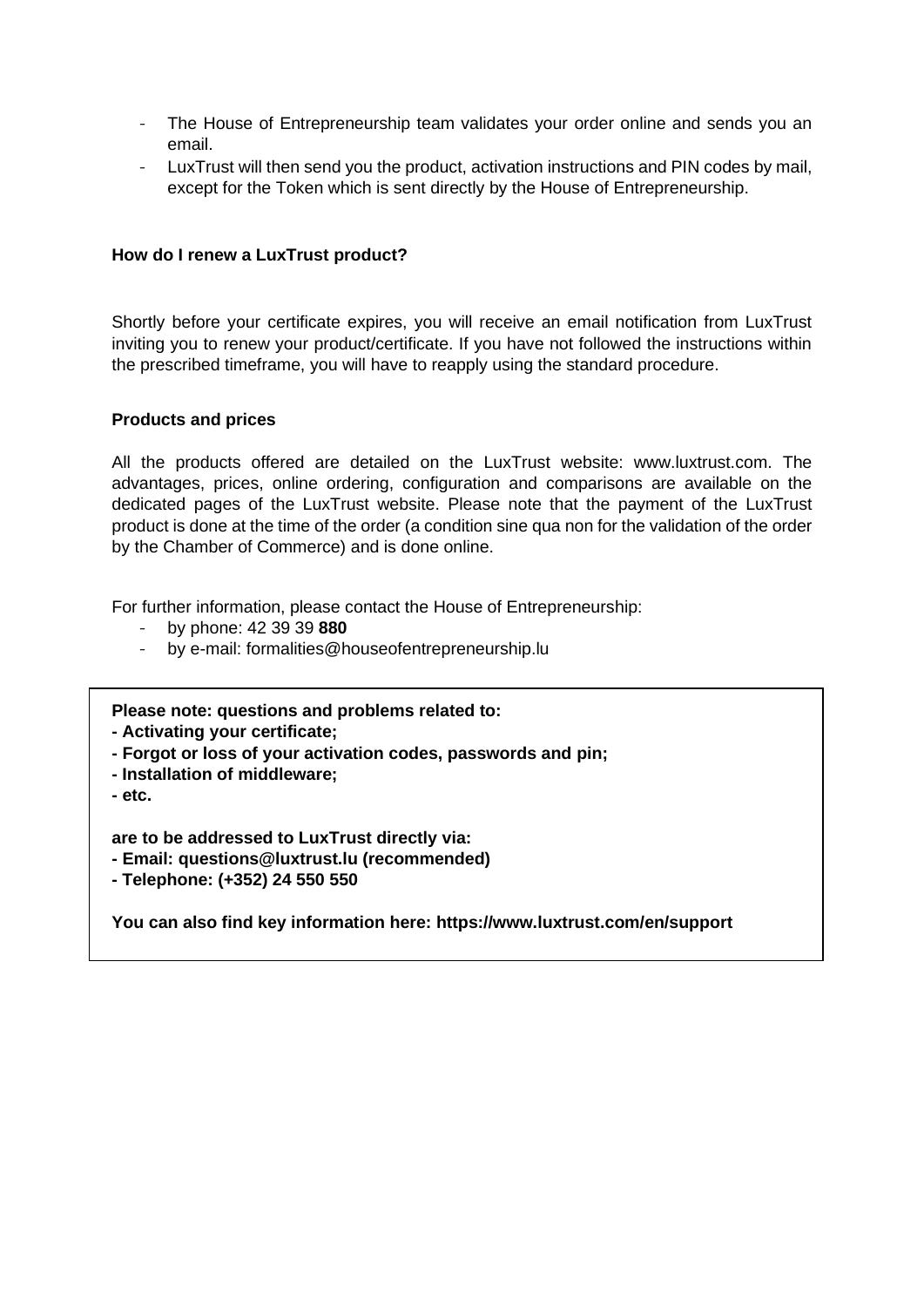- The House of Entrepreneurship team validates your order online and sends you an email.
- LuxTrust will then send you the product, activation instructions and PIN codes by mail, except for the Token which is sent directly by the House of Entrepreneurship.

**How do I renew a LuxTrust product?**

Shortly before your certificate expires, you will receive an email notification from LuxTrust inviting you to renew your product/certificate. If you have not followed the instructions within the prescribed timeframe, you will have to reapply using the standard procedure.

**Products and prices**

All the products offered are detailed on the LuxTrust website: www.luxtrust.com. The advantages, prices, online ordering, configuration and comparisons are available on the dedicated pages of the LuxTrust website. Please note that the payment of the LuxTrust product is done at the time of the order (a condition sine qua non for the validation of the order by the Chamber of Commerce) and is done online.

For further information, please contact the House of Entrepreneurship:

- by phone: 42 39 39 **880**
- by e-mail: formalities@houseofentrepreneurship.lu

**Please note: questions and problems related to:**
**- Activating your certificate;**
**- Forgot or loss of your activation codes, passwords and pin;**
**- Installation of middleware;**
**- etc.**

**are to be addressed to LuxTrust directly via:**
**- Email: questions@luxtrust.lu (recommended)**
**- Telephone: (+352) 24 550 550**

**You can also find key information here: https://www.luxtrust.com/en/support**